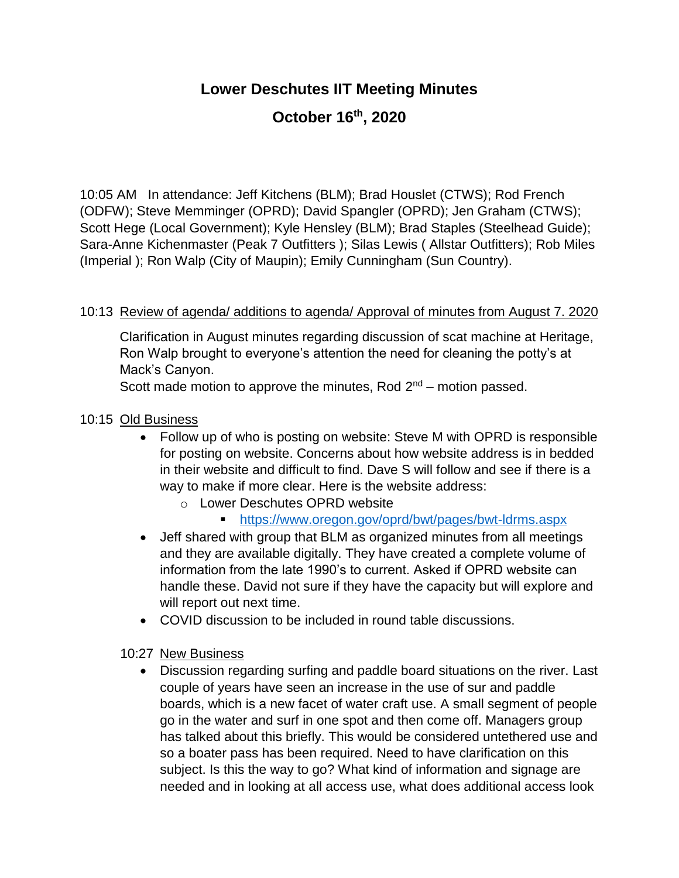# Lower Deschutes IIT Meeting Minutes

## October 16th, 2020

10:05 AM In attendance: Jeff Kitchens (BLM); Brad Houslet (CTWS); Rod French (ODFW); Steve Memminger (OPRD); David Spangler (OPRD); Jen Graham (CTWS); Scott Hege (Local Government); Kyle Hensley (BLM); Brad Staples (Steelhead Guide); Sara-Anne Kichenmaster (Peak 7 Outfitters ); Silas Lewis ( Allstar Outfitters); Rob Miles (Imperial ); Ron Walp (City of Maupin); Emily Cunningham (Sun Country).

10:13 Review of agenda/ additions to agenda/ Approval of minutes from August 7. 2020

Clarification in August minutes regarding discussion of scat machine at Heritage, Ron Walp brought to everyone's attention the need for cleaning the potty's at Mack's Canyon.

Scott made motion to approve the minutes, Rod 2nd – motion passed.

10:15 Old Business

- Follow up of who is posting on website: Steve M with OPRD is responsible for posting on website. Concerns about how website address is in bedded in their website and difficult to find. Dave S will follow and see if there is a way to make if more clear. Here is the website address:
  - Lower Deschutes OPRD website
    - https://www.oregon.gov/oprd/bwt/pages/bwt-ldrms.aspx
- Jeff shared with group that BLM as organized minutes from all meetings and they are available digitally. They have created a complete volume of information from the late 1990's to current. Asked if OPRD website can handle these. David not sure if they have the capacity but will explore and will report out next time.
- COVID discussion to be included in round table discussions.

10:27 New Business

- Discussion regarding surfing and paddle board situations on the river. Last couple of years have seen an increase in the use of sur and paddle boards, which is a new facet of water craft use. A small segment of people go in the water and surf in one spot and then come off. Managers group has talked about this briefly. This would be considered untethered use and so a boater pass has been required. Need to have clarification on this subject. Is this the way to go? What kind of information and signage are needed and in looking at all access use, what does additional access look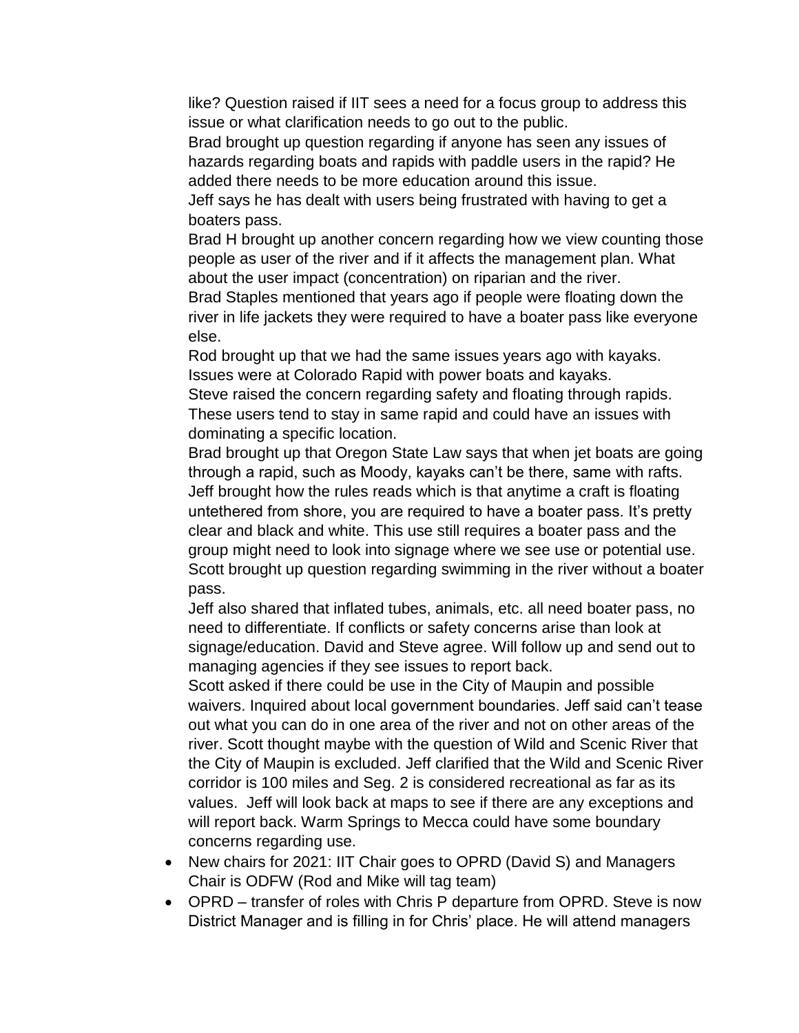like? Question raised if IIT sees a need for a focus group to address this issue or what clarification needs to go out to the public.

Brad brought up question regarding if anyone has seen any issues of hazards regarding boats and rapids with paddle users in the rapid? He added there needs to be more education around this issue.

Jeff says he has dealt with users being frustrated with having to get a boaters pass.

Brad H brought up another concern regarding how we view counting those people as user of the river and if it affects the management plan. What about the user impact (concentration) on riparian and the river.

Brad Staples mentioned that years ago if people were floating down the river in life jackets they were required to have a boater pass like everyone else.

Rod brought up that we had the same issues years ago with kayaks. Issues were at Colorado Rapid with power boats and kayaks.

Steve raised the concern regarding safety and floating through rapids. These users tend to stay in same rapid and could have an issues with dominating a specific location.

Brad brought up that Oregon State Law says that when jet boats are going through a rapid, such as Moody, kayaks can't be there, same with rafts.

Jeff brought how the rules reads which is that anytime a craft is floating untethered from shore, you are required to have a boater pass. It's pretty clear and black and white. This use still requires a boater pass and the group might need to look into signage where we see use or potential use.

Scott brought up question regarding swimming in the river without a boater pass.

Jeff also shared that inflated tubes, animals, etc. all need boater pass, no need to differentiate. If conflicts or safety concerns arise than look at signage/education. David and Steve agree. Will follow up and send out to managing agencies if they see issues to report back.

Scott asked if there could be use in the City of Maupin and possible waivers. Inquired about local government boundaries. Jeff said can't tease out what you can do in one area of the river and not on other areas of the river. Scott thought maybe with the question of Wild and Scenic River that the City of Maupin is excluded. Jeff clarified that the Wild and Scenic River corridor is 100 miles and Seg. 2 is considered recreational as far as its values. Jeff will look back at maps to see if there are any exceptions and will report back. Warm Springs to Mecca could have some boundary concerns regarding use.

- New chairs for 2021: IIT Chair goes to OPRD (David S) and Managers Chair is ODFW (Rod and Mike will tag team)
- OPRD – transfer of roles with Chris P departure from OPRD. Steve is now District Manager and is filling in for Chris' place. He will attend managers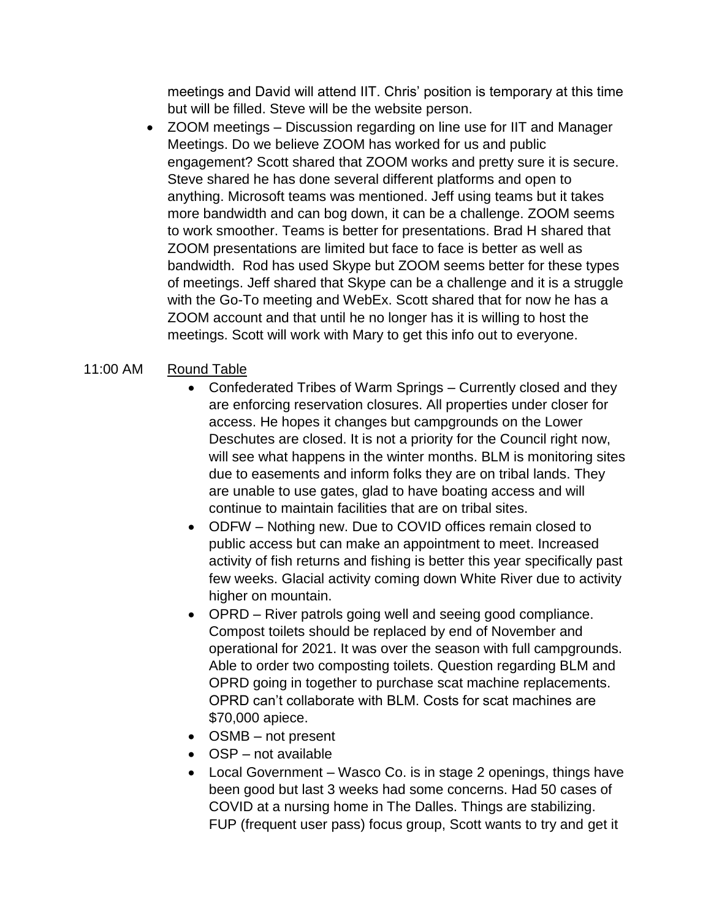meetings and David will attend IIT. Chris' position is temporary at this time but will be filled. Steve will be the website person.

- ZOOM meetings – Discussion regarding on line use for IIT and Manager Meetings. Do we believe ZOOM has worked for us and public engagement? Scott shared that ZOOM works and pretty sure it is secure. Steve shared he has done several different platforms and open to anything. Microsoft teams was mentioned. Jeff using teams but it takes more bandwidth and can bog down, it can be a challenge. ZOOM seems to work smoother. Teams is better for presentations. Brad H shared that ZOOM presentations are limited but face to face is better as well as bandwidth. Rod has used Skype but ZOOM seems better for these types of meetings. Jeff shared that Skype can be a challenge and it is a struggle with the Go-To meeting and WebEx. Scott shared that for now he has a ZOOM account and that until he no longer has it is willing to host the meetings. Scott will work with Mary to get this info out to everyone.

11:00 AM <u>Round Table</u>

- Confederated Tribes of Warm Springs – Currently closed and they are enforcing reservation closures. All properties under closer for access. He hopes it changes but campgrounds on the Lower Deschutes are closed. It is not a priority for the Council right now, will see what happens in the winter months. BLM is monitoring sites due to easements and inform folks they are on tribal lands. They are unable to use gates, glad to have boating access and will continue to maintain facilities that are on tribal sites.
- ODFW – Nothing new. Due to COVID offices remain closed to public access but can make an appointment to meet. Increased activity of fish returns and fishing is better this year specifically past few weeks. Glacial activity coming down White River due to activity higher on mountain.
- OPRD – River patrols going well and seeing good compliance. Compost toilets should be replaced by end of November and operational for 2021. It was over the season with full campgrounds. Able to order two composting toilets. Question regarding BLM and OPRD going in together to purchase scat machine replacements. OPRD can't collaborate with BLM. Costs for scat machines are $70,000 apiece.
- OSMB – not present
- OSP – not available
- Local Government – Wasco Co. is in stage 2 openings, things have been good but last 3 weeks had some concerns. Had 50 cases of COVID at a nursing home in The Dalles. Things are stabilizing. FUP (frequent user pass) focus group, Scott wants to try and get it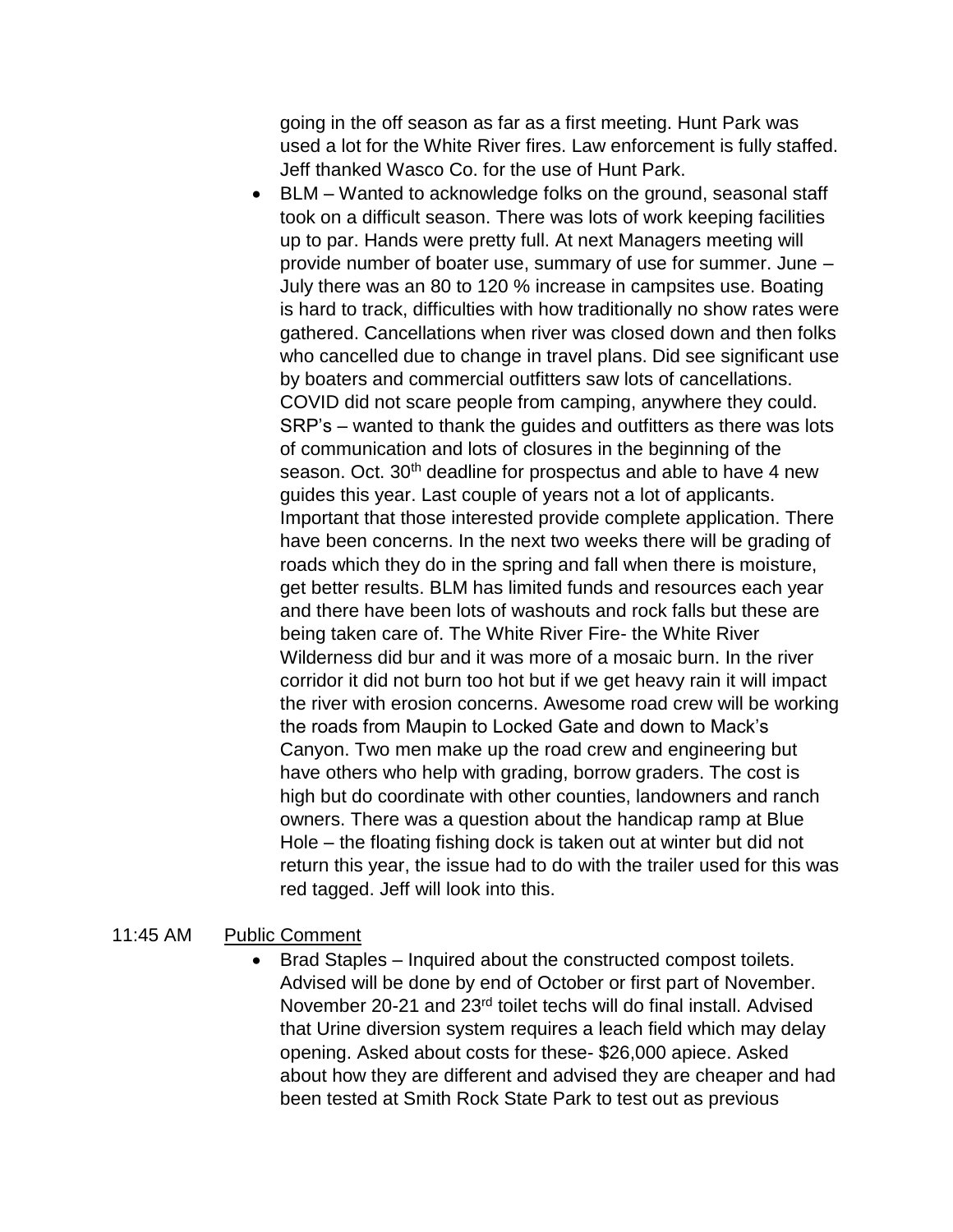going in the off season as far as a first meeting. Hunt Park was used a lot for the White River fires. Law enforcement is fully staffed. Jeff thanked Wasco Co. for the use of Hunt Park.

- BLM – Wanted to acknowledge folks on the ground, seasonal staff took on a difficult season. There was lots of work keeping facilities up to par. Hands were pretty full. At next Managers meeting will provide number of boater use, summary of use for summer. June – July there was an 80 to 120 % increase in campsites use. Boating is hard to track, difficulties with how traditionally no show rates were gathered. Cancellations when river was closed down and then folks who cancelled due to change in travel plans. Did see significant use by boaters and commercial outfitters saw lots of cancellations. COVID did not scare people from camping, anywhere they could. SRP's – wanted to thank the guides and outfitters as there was lots of communication and lots of closures in the beginning of the season. Oct. 30th deadline for prospectus and able to have 4 new guides this year. Last couple of years not a lot of applicants. Important that those interested provide complete application. There have been concerns. In the next two weeks there will be grading of roads which they do in the spring and fall when there is moisture, get better results. BLM has limited funds and resources each year and there have been lots of washouts and rock falls but these are being taken care of. The White River Fire- the White River Wilderness did bur and it was more of a mosaic burn. In the river corridor it did not burn too hot but if we get heavy rain it will impact the river with erosion concerns. Awesome road crew will be working the roads from Maupin to Locked Gate and down to Mack's Canyon. Two men make up the road crew and engineering but have others who help with grading, borrow graders. The cost is high but do coordinate with other counties, landowners and ranch owners. There was a question about the handicap ramp at Blue Hole – the floating fishing dock is taken out at winter but did not return this year, the issue had to do with the trailer used for this was red tagged. Jeff will look into this.

11:45 AM <u>Public Comment</u>

- Brad Staples – Inquired about the constructed compost toilets. Advised will be done by end of October or first part of November. November 20-21 and 23rd toilet techs will do final install. Advised that Urine diversion system requires a leach field which may delay opening. Asked about costs for these- $26,000 apiece. Asked about how they are different and advised they are cheaper and had been tested at Smith Rock State Park to test out as previous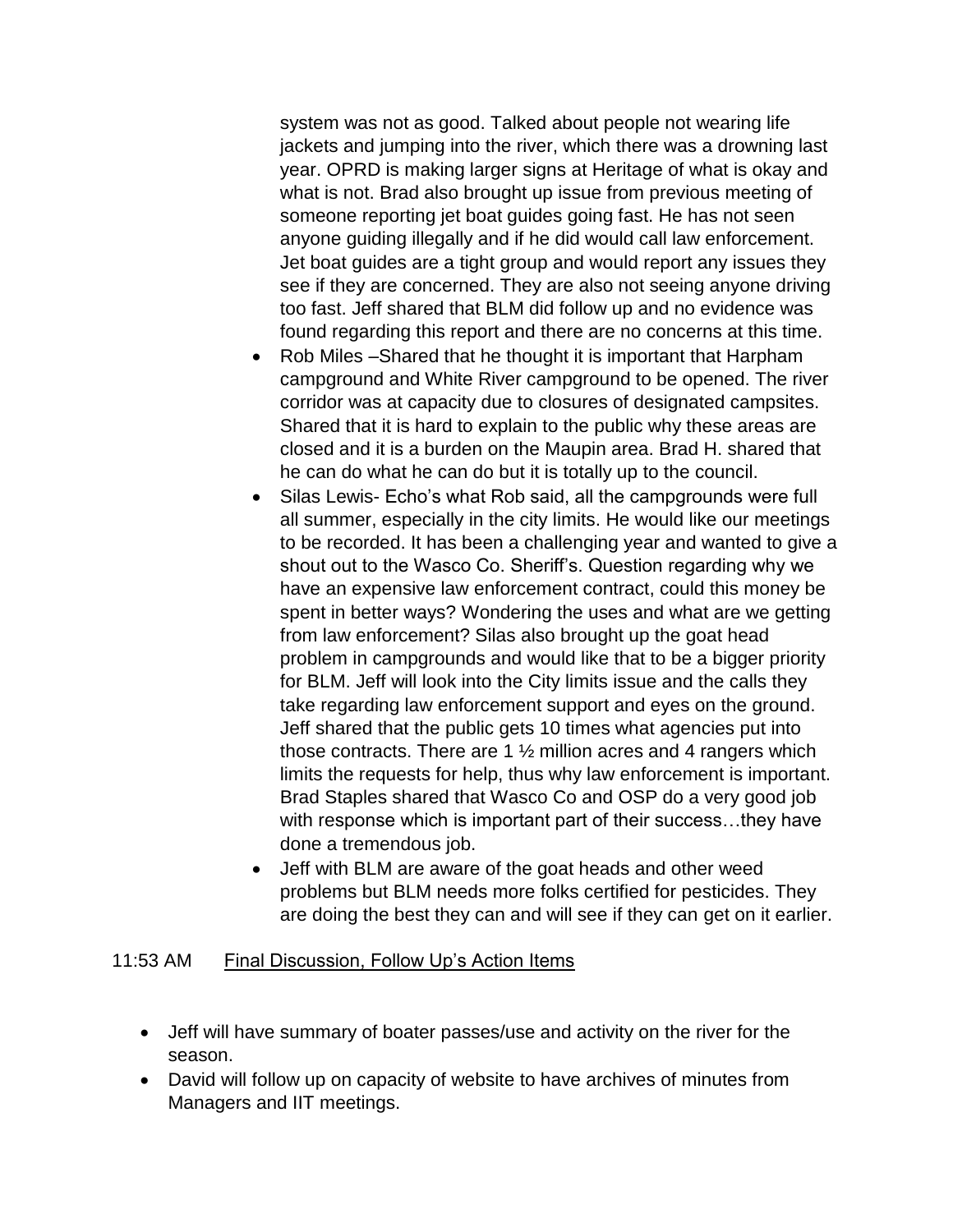system was not as good. Talked about people not wearing life jackets and jumping into the river, which there was a drowning last year. OPRD is making larger signs at Heritage of what is okay and what is not. Brad also brought up issue from previous meeting of someone reporting jet boat guides going fast. He has not seen anyone guiding illegally and if he did would call law enforcement. Jet boat guides are a tight group and would report any issues they see if they are concerned. They are also not seeing anyone driving too fast. Jeff shared that BLM did follow up and no evidence was found regarding this report and there are no concerns at this time.

- Rob Miles –Shared that he thought it is important that Harpham campground and White River campground to be opened. The river corridor was at capacity due to closures of designated campsites. Shared that it is hard to explain to the public why these areas are closed and it is a burden on the Maupin area. Brad H. shared that he can do what he can do but it is totally up to the council.
- Silas Lewis- Echo's what Rob said, all the campgrounds were full all summer, especially in the city limits. He would like our meetings to be recorded. It has been a challenging year and wanted to give a shout out to the Wasco Co. Sheriff's. Question regarding why we have an expensive law enforcement contract, could this money be spent in better ways? Wondering the uses and what are we getting from law enforcement? Silas also brought up the goat head problem in campgrounds and would like that to be a bigger priority for BLM. Jeff will look into the City limits issue and the calls they take regarding law enforcement support and eyes on the ground. Jeff shared that the public gets 10 times what agencies put into those contracts. There are 1 ½ million acres and 4 rangers which limits the requests for help, thus why law enforcement is important. Brad Staples shared that Wasco Co and OSP do a very good job with response which is important part of their success…they have done a tremendous job.
- Jeff with BLM are aware of the goat heads and other weed problems but BLM needs more folks certified for pesticides. They are doing the best they can and will see if they can get on it earlier.

11:53 AM <u>Final Discussion, Follow Up's Action Items</u>

- Jeff will have summary of boater passes/use and activity on the river for the season.
- David will follow up on capacity of website to have archives of minutes from Managers and IIT meetings.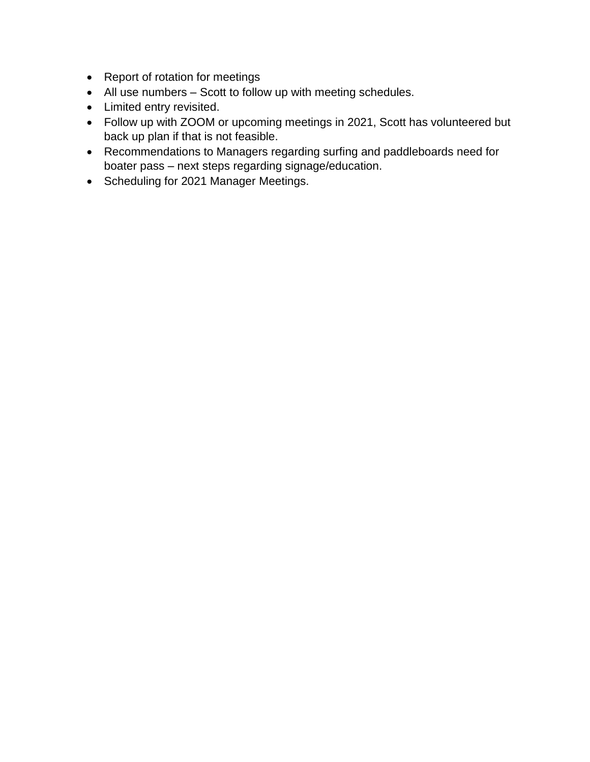- Report of rotation for meetings
- All use numbers – Scott to follow up with meeting schedules.
- Limited entry revisited.
- Follow up with ZOOM or upcoming meetings in 2021, Scott has volunteered but back up plan if that is not feasible.
- Recommendations to Managers regarding surfing and paddleboards need for boater pass – next steps regarding signage/education.
- Scheduling for 2021 Manager Meetings.